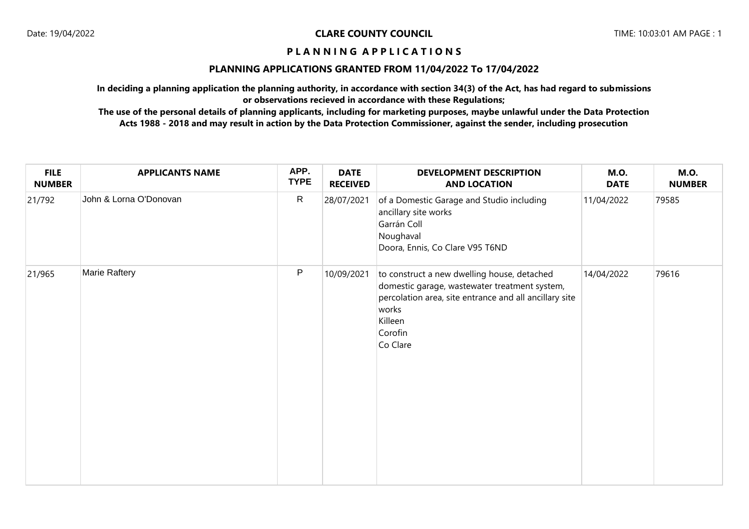**CLARE COUNTY COUNCIL**

# P L A N N I N G A P P L I C A T I O N S

## PLANNING APPLICATIONS GRANTED FROM 11/04/2022 To 17/04/2022

**In deciding a planning application the planning authority, in accordance with section 34(3) of the Act, has had regard to submissions or observations recieved in accordance with these Regulations;**

**The use of the personal details of planning applicants, including for marketing purposes, maybe unlawful under the Data Protection Acts 1988 - 2018 and may result in action by the Data Protection Commissioner, against the sender, including prosecution**

| FILE NUMBER | APPLICANTS NAME | APP. TYPE | DATE RECEIVED | DEVELOPMENT DESCRIPTION AND LOCATION | M.O. DATE | M.O. NUMBER |
|---|---|---|---|---|---|---|
| 21/792 | John & Lorna O'Donovan | R | 28/07/2021 | of a Domestic Garage and Studio including ancillary site works<br>Garrán Coll<br>Noughaval<br>Doora, Ennis, Co Clare V95 T6ND | 11/04/2022 | 79585 |
| 21/965 | Marie Raftery | P | 10/09/2021 | to construct a new dwelling house, detached domestic garage, wastewater treatment system, percolation area, site entrance and all ancillary site works<br>Killeen<br>Corofin<br>Co Clare | 14/04/2022 | 79616 |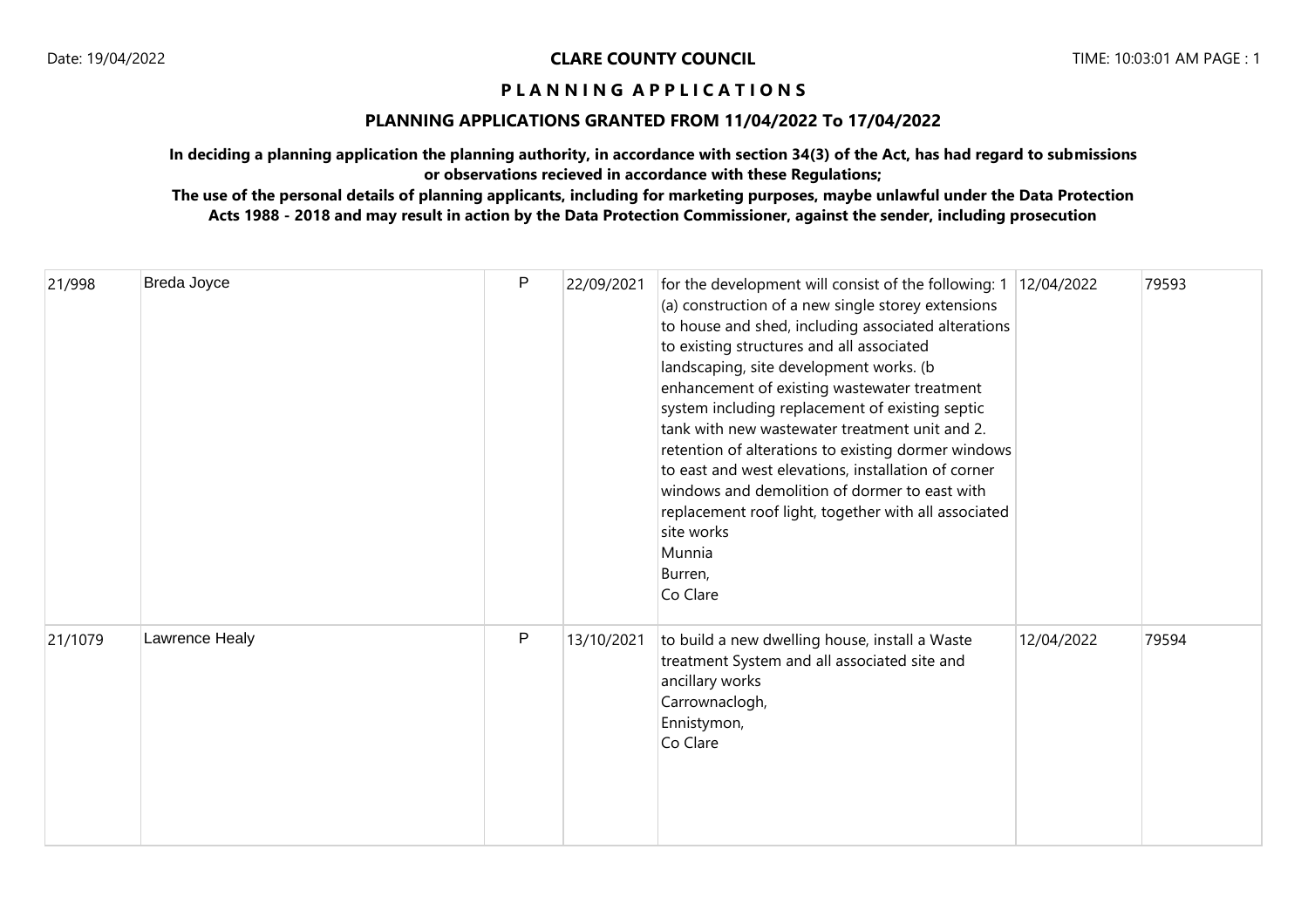**CLARE COUNTY COUNCIL**

**P L A N N I N G A P P L I C A T I O N S**

## PLANNING APPLICATIONS GRANTED FROM 11/04/2022 To 17/04/2022

**In deciding a planning application the planning authority, in accordance with section 34(3) of the Act, has had regard to submissions or observations recieved in accordance with these Regulations;**

**The use of the personal details of planning applicants, including for marketing purposes, maybe unlawful under the Data Protection Acts 1988 - 2018 and may result in action by the Data Protection Commissioner, against the sender, including prosecution**

| | | | | | | |
|---|---|---|---|---|---|---|
| 21/998 | Breda Joyce | P | 22/09/2021 | for the development will consist of the following: 1 (a) construction of a new single storey extensions to house and shed, including associated alterations to existing structures and all associated landscaping, site development works. (b enhancement of existing wastewater treatment system including replacement of existing septic tank with new wastewater treatment unit and 2. retention of alterations to existing dormer windows to east and west elevations, installation of corner windows and demolition of dormer to east with replacement roof light, together with all associated site works<br>Munnia<br>Burren,<br>Co Clare | 12/04/2022 | 79593 |
| 21/1079 | Lawrence Healy | P | 13/10/2021 | to build a new dwelling house, install a Waste treatment System and all associated site and ancillary works<br>Carrownaclogh,<br>Ennistymon,<br>Co Clare | 12/04/2022 | 79594 |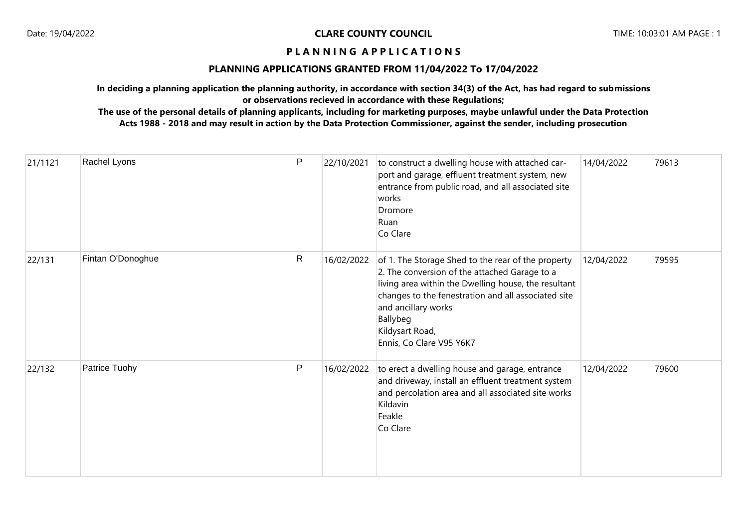**CLARE COUNTY COUNCIL**

**P L A N N I N G   A P P L I C A T I O N S**

**PLANNING APPLICATIONS GRANTED FROM 11/04/2022 To 17/04/2022**

**In deciding a planning application the planning authority, in accordance with section 34(3) of the Act, has had regard to submissions or observations recieved in accordance with these Regulations;**

**The use of the personal details of planning applicants, including for marketing purposes, maybe unlawful under the Data Protection Acts 1988 - 2018 and may result in action by the Data Protection Commissioner, against the sender, including prosecution**

| | | | | | | |
|---|---|---|---|---|---|---|
| 21/1121 | Rachel Lyons | P | 22/10/2021 | to construct a dwelling house with attached car-port and garage, effluent treatment system, new entrance from public road, and all associated site works<br>Dromore<br>Ruan<br>Co Clare | 14/04/2022 | 79613 |
| 22/131 | Fintan O'Donoghue | R | 16/02/2022 | of 1. The Storage Shed to the rear of the property 2. The conversion of the attached Garage to a living area within the Dwelling house, the resultant changes to the fenestration and all associated site and ancillary works<br>Ballybeg<br>Kildysart Road,<br>Ennis, Co Clare V95 Y6K7 | 12/04/2022 | 79595 |
| 22/132 | Patrice Tuohy | P | 16/02/2022 | to erect a dwelling house and garage, entrance and driveway, install an effluent treatment system and percolation area and all associated site works<br>Kildavin<br>Feakle<br>Co Clare | 12/04/2022 | 79600 |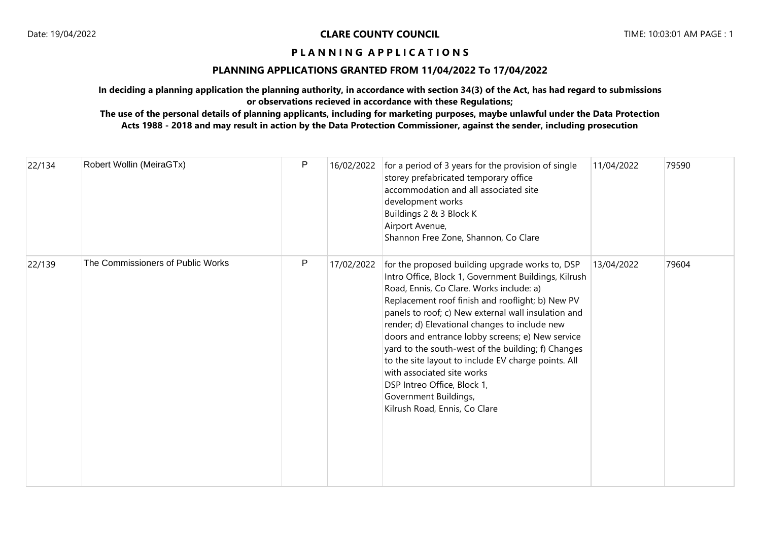**CLARE COUNTY COUNCIL**

**P L A N N I N G A P P L I C A T I O N S**

## PLANNING APPLICATIONS GRANTED FROM 11/04/2022 To 17/04/2022

**In deciding a planning application the planning authority, in accordance with section 34(3) of the Act, has had regard to submissions or observations recieved in accordance with these Regulations;**

**The use of the personal details of planning applicants, including for marketing purposes, maybe unlawful under the Data Protection Acts 1988 - 2018 and may result in action by the Data Protection Commissioner, against the sender, including prosecution**

| | | | | | | |
|---|---|---|---|---|---|---|
| 22/134 | Robert Wollin (MeiraGTx) | P | 16/02/2022 | for a period of 3 years for the provision of single storey prefabricated temporary office accommodation and all associated site development works<br>Buildings 2 & 3 Block K<br>Airport Avenue,<br>Shannon Free Zone, Shannon, Co Clare | 11/04/2022 | 79590 |
| 22/139 | The Commissioners of Public Works | P | 17/02/2022 | for the proposed building upgrade works to, DSP Intro Office, Block 1, Government Buildings, Kilrush Road, Ennis, Co Clare. Works include: a) Replacement roof finish and rooflight; b) New PV panels to roof; c) New external wall insulation and render; d) Elevational changes to include new doors and entrance lobby screens; e) New service yard to the south-west of the building; f) Changes to the site layout to include EV charge points. All with associated site works<br>DSP Intreo Office, Block 1,<br>Government Buildings,<br>Kilrush Road, Ennis, Co Clare | 13/04/2022 | 79604 |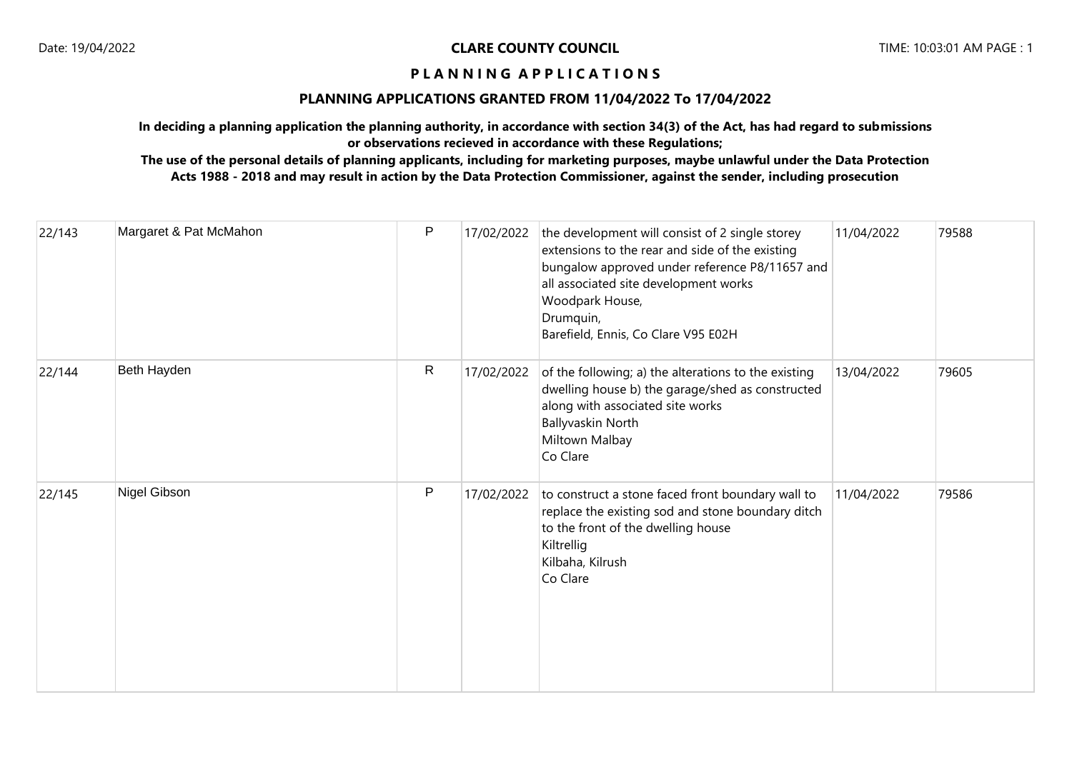**CLARE COUNTY COUNCIL**

**P L A N N I N G A P P L I C A T I O N S**

**PLANNING APPLICATIONS GRANTED FROM 11/04/2022 To 17/04/2022**

**In deciding a planning application the planning authority, in accordance with section 34(3) of the Act, has had regard to submissions or observations recieved in accordance with these Regulations;**

**The use of the personal details of planning applicants, including for marketing purposes, maybe unlawful under the Data Protection Acts 1988 - 2018 and may result in action by the Data Protection Commissioner, against the sender, including prosecution**

| | | | | | | |
|---|---|---|---|---|---|---|
| 22/143 | Margaret & Pat McMahon | P | 17/02/2022 | the development will consist of 2 single storey extensions to the rear and side of the existing bungalow approved under reference P8/11657 and all associated site development works<br>Woodpark House,<br>Drumquin,<br>Barefield, Ennis, Co Clare V95 E02H | 11/04/2022 | 79588 |
| 22/144 | Beth Hayden | R | 17/02/2022 | of the following; a) the alterations to the existing dwelling house b) the garage/shed as constructed along with associated site works<br>Ballyvaskin North<br>Miltown Malbay<br>Co Clare | 13/04/2022 | 79605 |
| 22/145 | Nigel Gibson | P | 17/02/2022 | to construct a stone faced front boundary wall to replace the existing sod and stone boundary ditch to the front of the dwelling house<br>Kiltrellig<br>Kilbaha, Kilrush<br>Co Clare | 11/04/2022 | 79586 |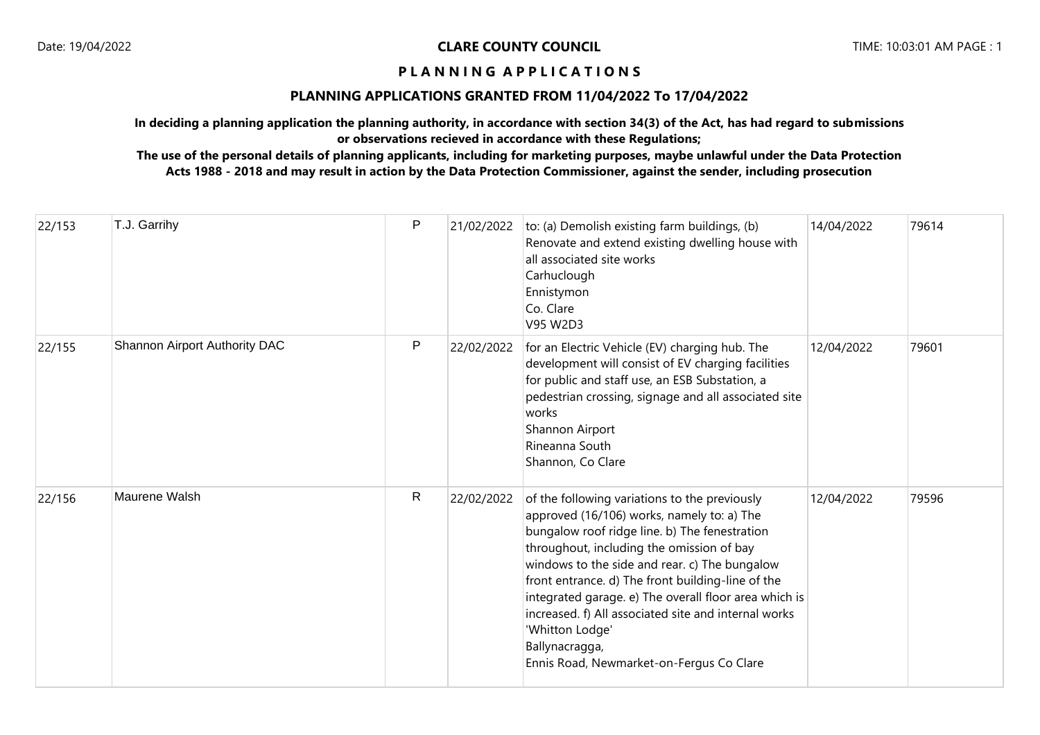**CLARE COUNTY COUNCIL**

**P L A N N I N G   A P P L I C A T I O N S**

**PLANNING APPLICATIONS GRANTED FROM 11/04/2022 To 17/04/2022**

**In deciding a planning application the planning authority, in accordance with section 34(3) of the Act, has had regard to submissions or observations recieved in accordance with these Regulations;**

**The use of the personal details of planning applicants, including for marketing purposes, maybe unlawful under the Data Protection Acts 1988 - 2018 and may result in action by the Data Protection Commissioner, against the sender, including prosecution**

| | | | | | | |
|---|---|---|---|---|---|---|
| 22/153 | T.J. Garrihy | P | 21/02/2022 | to: (a) Demolish existing farm buildings, (b) Renovate and extend existing dwelling house with all associated site works<br>Carhuclough<br>Ennistymon<br>Co. Clare<br>V95 W2D3 | 14/04/2022 | 79614 |
| 22/155 | Shannon Airport Authority DAC | P | 22/02/2022 | for an Electric Vehicle (EV) charging hub. The development will consist of EV charging facilities for public and staff use, an ESB Substation, a pedestrian crossing, signage and all associated site works<br>Shannon Airport<br>Rineanna South<br>Shannon, Co Clare | 12/04/2022 | 79601 |
| 22/156 | Maurene Walsh | R | 22/02/2022 | of the following variations to the previously approved (16/106) works, namely to: a) The bungalow roof ridge line. b) The fenestration throughout, including the omission of bay windows to the side and rear. c) The bungalow front entrance. d) The front building-line of the integrated garage. e) The overall floor area which is increased. f) All associated site and internal works<br>'Whitton Lodge'<br>Ballynacragga,<br>Ennis Road, Newmarket-on-Fergus Co Clare | 12/04/2022 | 79596 |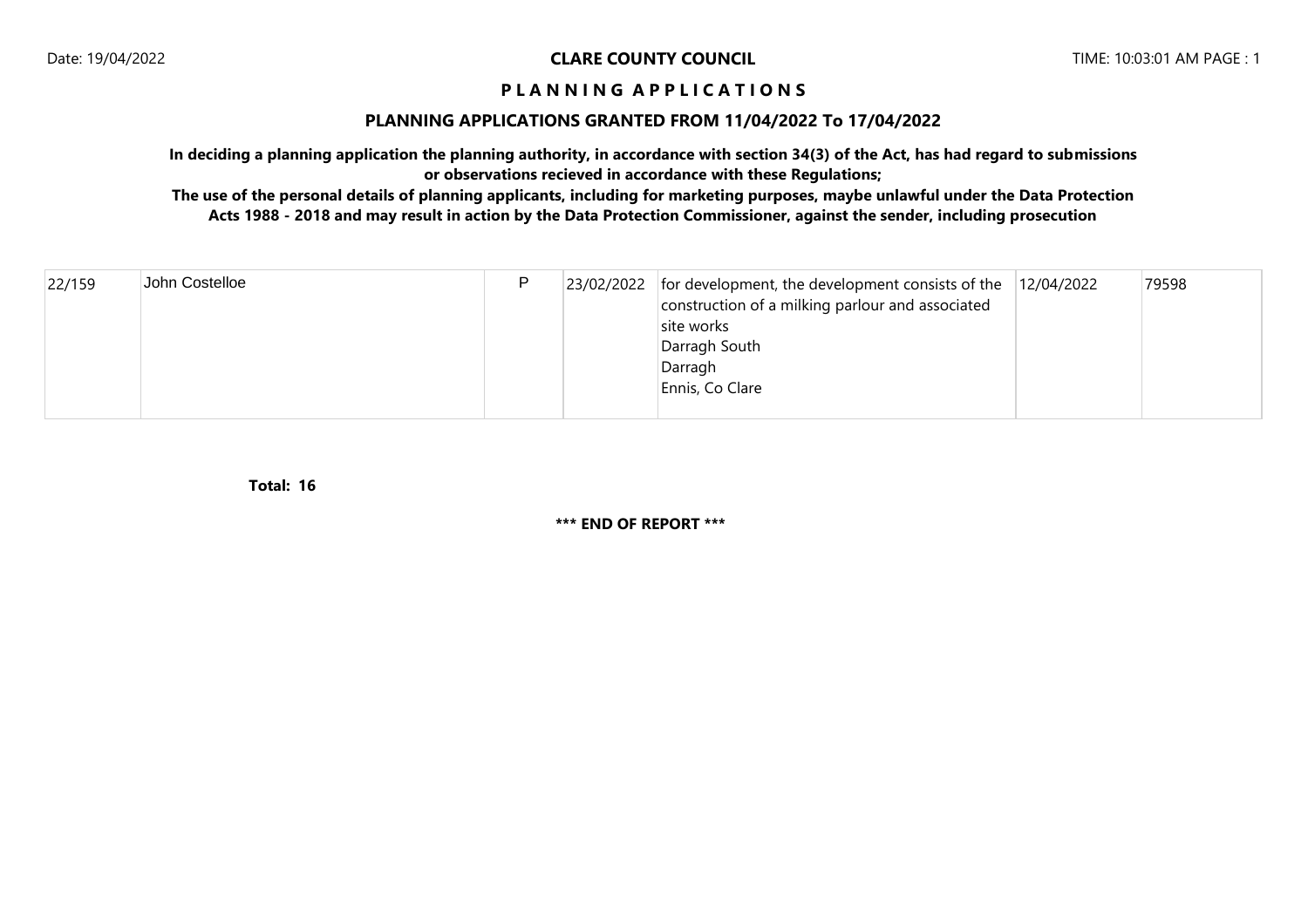**CLARE COUNTY COUNCIL**

**P L A N N I N G   A P P L I C A T I O N S**

**PLANNING APPLICATIONS GRANTED FROM 11/04/2022 To 17/04/2022**

**In deciding a planning application the planning authority, in accordance with section 34(3) of the Act, has had regard to submissions or observations recieved in accordance with these Regulations;**

**The use of the personal details of planning applicants, including for marketing purposes, maybe unlawful under the Data Protection Acts 1988 - 2018 and may result in action by the Data Protection Commissioner, against the sender, including prosecution**

| | | | | | | |
|---|---|---|---|---|---|---|
| 22/159 | John Costelloe | P | 23/02/2022 | for development, the development consists of the construction of a milking parlour and associated site works<br>Darragh South<br>Darragh<br>Ennis, Co Clare | 12/04/2022 | 79598 |

**Total: 16**

**\*\*\* END OF REPORT \*\*\***